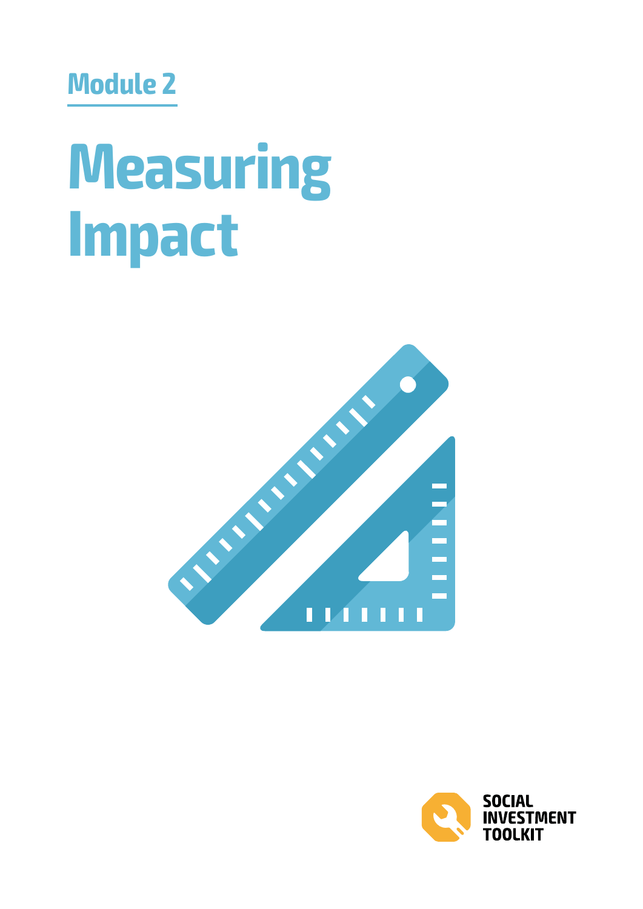Module 2

# Measuring Impact

SOCIAL INVESTMENT TOOLKIT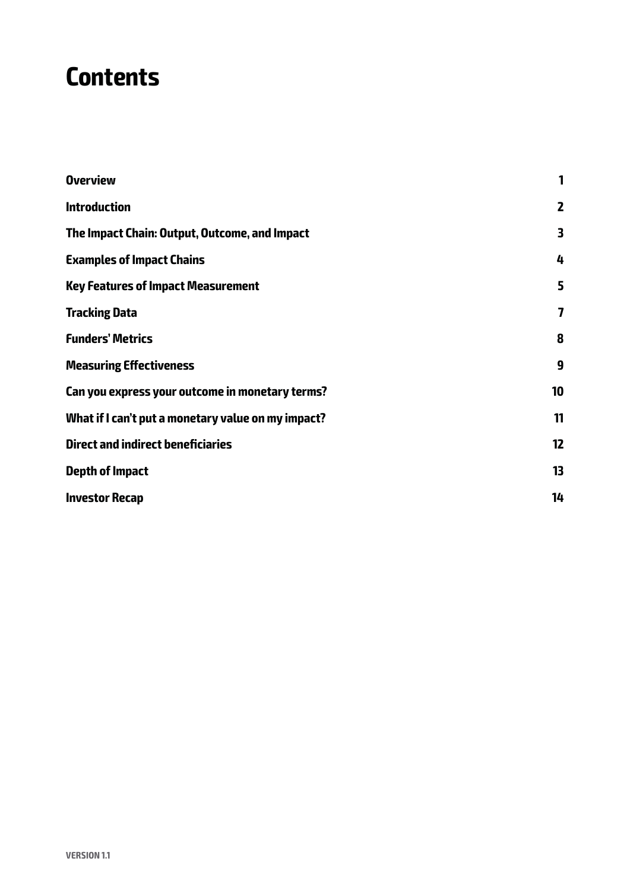# Contents

| | |
|---|---|
| **Overview** | **1** |
| **Introduction** | **2** |
| **The Impact Chain: Output, Outcome, and Impact** | **3** |
| **Examples of Impact Chains** | **4** |
| **Key Features of Impact Measurement** | **5** |
| **Tracking Data** | **7** |
| **Funders' Metrics** | **8** |
| **Measuring Effectiveness** | **9** |
| **Can you express your outcome in monetary terms?** | **10** |
| **What if I can't put a monetary value on my impact?** | **11** |
| **Direct and indirect beneficiaries** | **12** |
| **Depth of Impact** | **13** |
| **Investor Recap** | **14** |

**VERSION 1.1**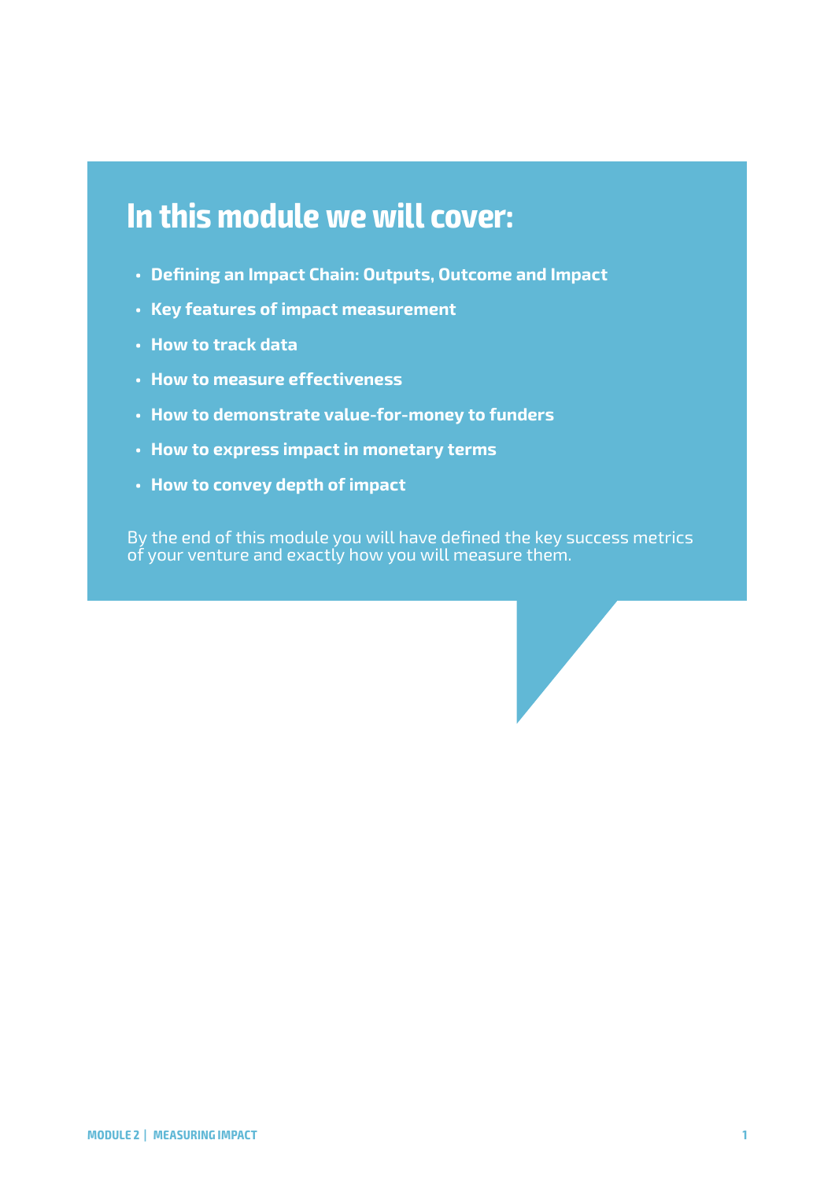# In this module we will cover:

- **Defining an Impact Chain: Outputs, Outcome and Impact**
- **Key features of impact measurement**
- **How to track data**
- **How to measure effectiveness**
- **How to demonstrate value-for-money to funders**
- **How to express impact in monetary terms**
- **How to convey depth of impact**

By the end of this module you will have defined the key success metrics of your venture and exactly how you will measure them.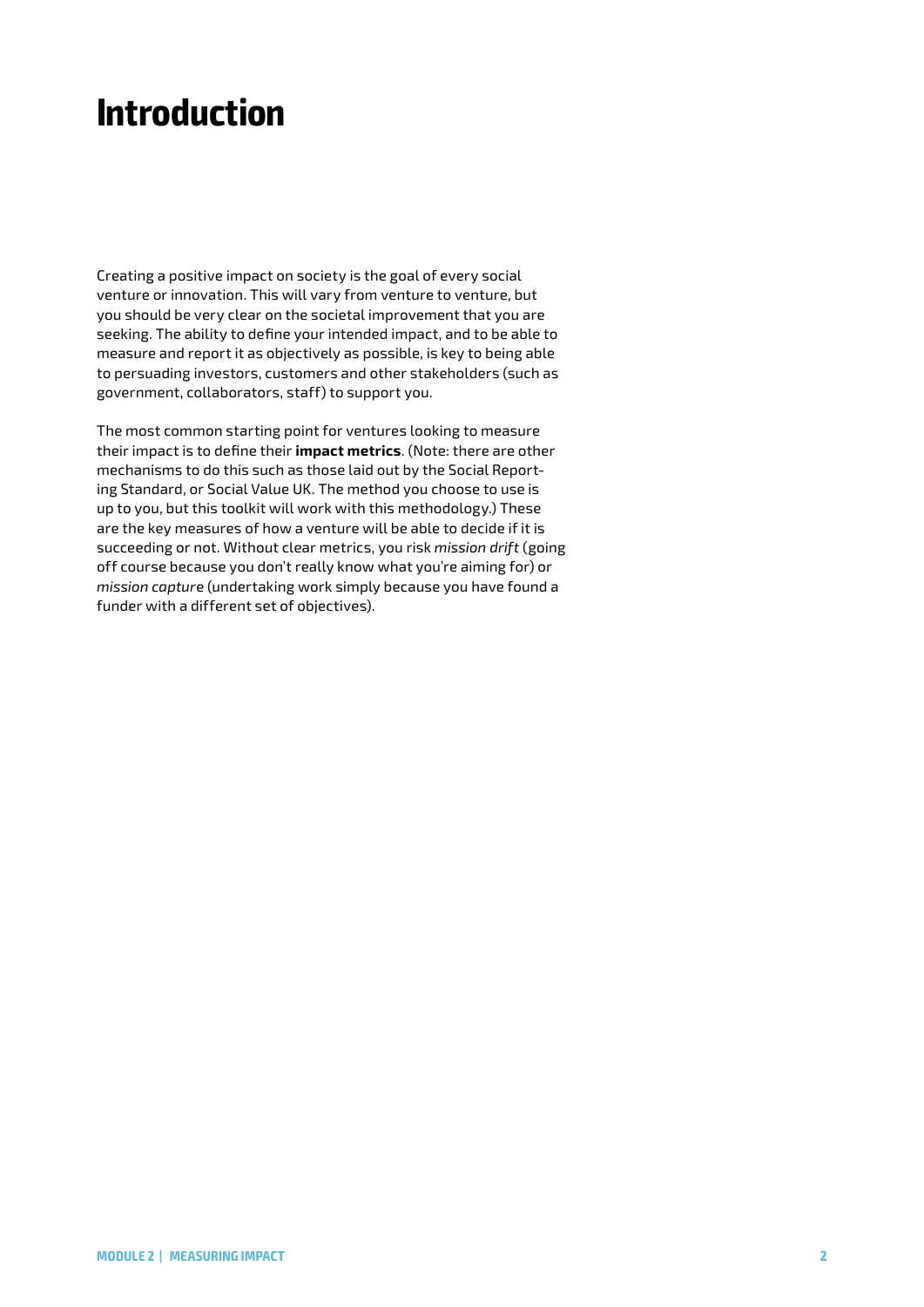# Introduction

Creating a positive impact on society is the goal of every social venture or innovation. This will vary from venture to venture, but you should be very clear on the societal improvement that you are seeking. The ability to define your intended impact, and to be able to measure and report it as objectively as possible, is key to being able to persuading investors, customers and other stakeholders (such as government, collaborators, staff) to support you.

The most common starting point for ventures looking to measure their impact is to define their **impact metrics**. (Note: there are other mechanisms to do this such as those laid out by the Social Reporting Standard, or Social Value UK. The method you choose to use is up to you, but this toolkit will work with this methodology.) These are the key measures of how a venture will be able to decide if it is succeeding or not. Without clear metrics, you risk *mission drift* (going off course because you don't really know what you're aiming for) or *mission capture* (undertaking work simply because you have found a funder with a different set of objectives).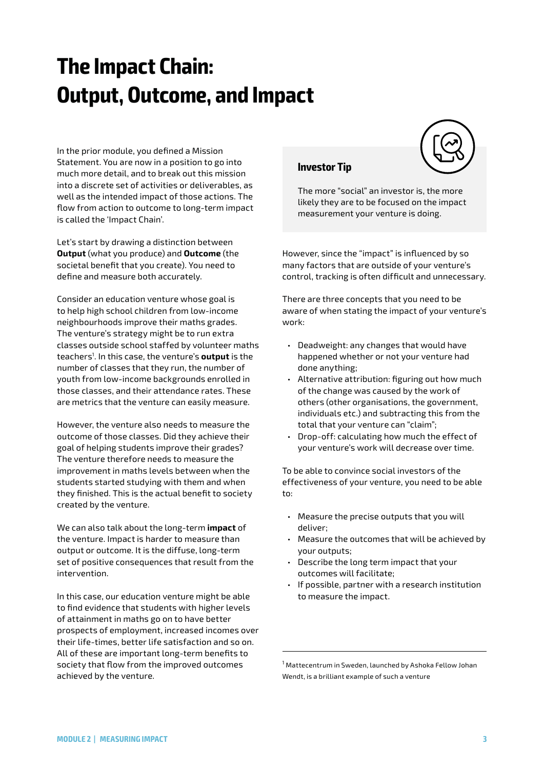# The Impact Chain: Output, Outcome, and Impact

In the prior module, you defined a Mission Statement. You are now in a position to go into much more detail, and to break out this mission into a discrete set of activities or deliverables, as well as the intended impact of those actions. The flow from action to outcome to long-term impact is called the 'Impact Chain'.

Let's start by drawing a distinction between **Output** (what you produce) and **Outcome** (the societal benefit that you create). You need to define and measure both accurately.

Consider an education venture whose goal is to help high school children from low-income neighbourhoods improve their maths grades. The venture's strategy might be to run extra classes outside school staffed by volunteer maths teachers[1]. In this case, the venture's **output** is the number of classes that they run, the number of youth from low-income backgrounds enrolled in those classes, and their attendance rates. These are metrics that the venture can easily measure.

However, the venture also needs to measure the outcome of those classes. Did they achieve their goal of helping students improve their grades? The venture therefore needs to measure the improvement in maths levels between when the students started studying with them and when they finished. This is the actual benefit to society created by the venture.

We can also talk about the long-term **impact** of the venture. Impact is harder to measure than output or outcome. It is the diffuse, long-term set of positive consequences that result from the intervention.

In this case, our education venture might be able to find evidence that students with higher levels of attainment in maths go on to have better prospects of employment, increased incomes over their life-times, better life satisfaction and so on. All of these are important long-term benefits to society that flow from the improved outcomes achieved by the venture.

### Investor Tip

The more "social" an investor is, the more likely they are to be focused on the impact measurement your venture is doing.

However, since the "impact" is influenced by so many factors that are outside of your venture's control, tracking is often difficult and unnecessary.

There are three concepts that you need to be aware of when stating the impact of your venture's work:

- Deadweight: any changes that would have happened whether or not your venture had done anything;
- Alternative attribution: figuring out how much of the change was caused by the work of others (other organisations, the government, individuals etc.) and subtracting this from the total that your venture can "claim";
- Drop-off: calculating how much the effect of your venture's work will decrease over time.

To be able to convince social investors of the effectiveness of your venture, you need to be able to:

- Measure the precise outputs that you will deliver;
- Measure the outcomes that will be achieved by your outputs;
- Describe the long term impact that your outcomes will facilitate;
- If possible, partner with a research institution to measure the impact.

[1] Mattecentrum in Sweden, launched by Ashoka Fellow Johan Wendt, is a brilliant example of such a venture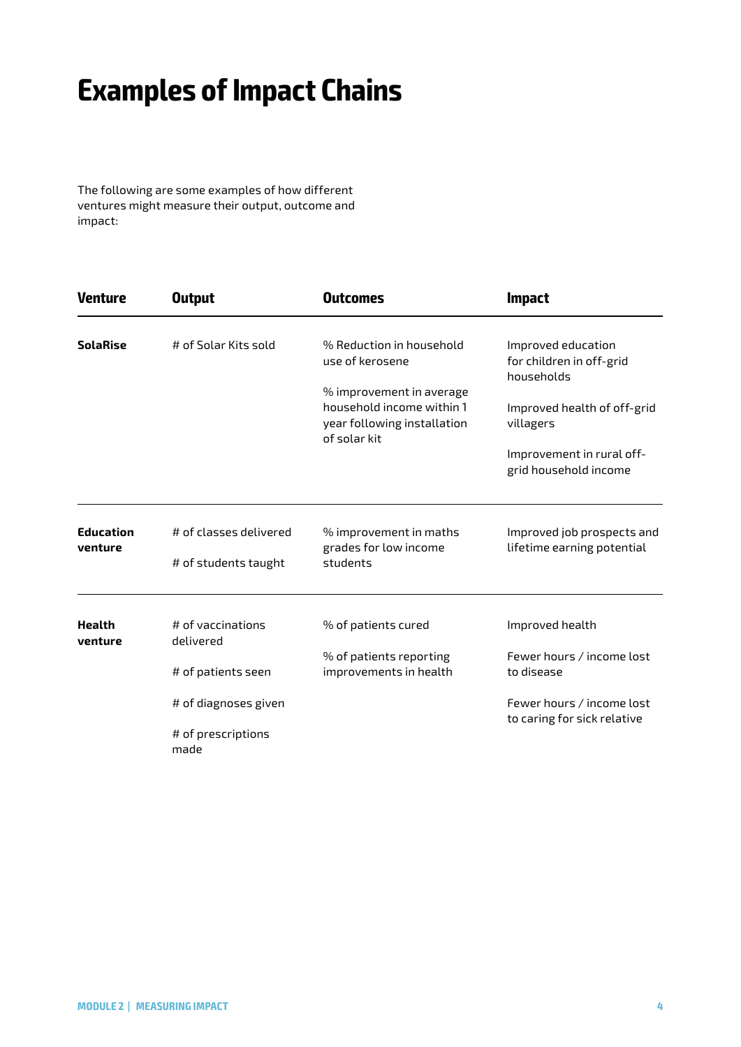# Examples of Impact Chains

The following are some examples of how different ventures might measure their output, outcome and impact:

| Venture | Output | Outcomes | Impact |
|---|---|---|---|
| **SolaRise** | # of Solar Kits sold | % Reduction in household use of kerosene<br><br>% improvement in average household income within 1 year following installation of solar kit | Improved education for children in off-grid households<br><br>Improved health of off-grid villagers<br><br>Improvement in rural off-grid household income |
| **Education venture** | # of classes delivered<br><br># of students taught | % improvement in maths grades for low income students | Improved job prospects and lifetime earning potential |
| **Health venture** | # of vaccinations delivered<br><br># of patients seen<br><br># of diagnoses given<br><br># of prescriptions made | % of patients cured<br><br>% of patients reporting improvements in health | Improved health<br><br>Fewer hours / income lost to disease<br><br>Fewer hours / income lost to caring for sick relative |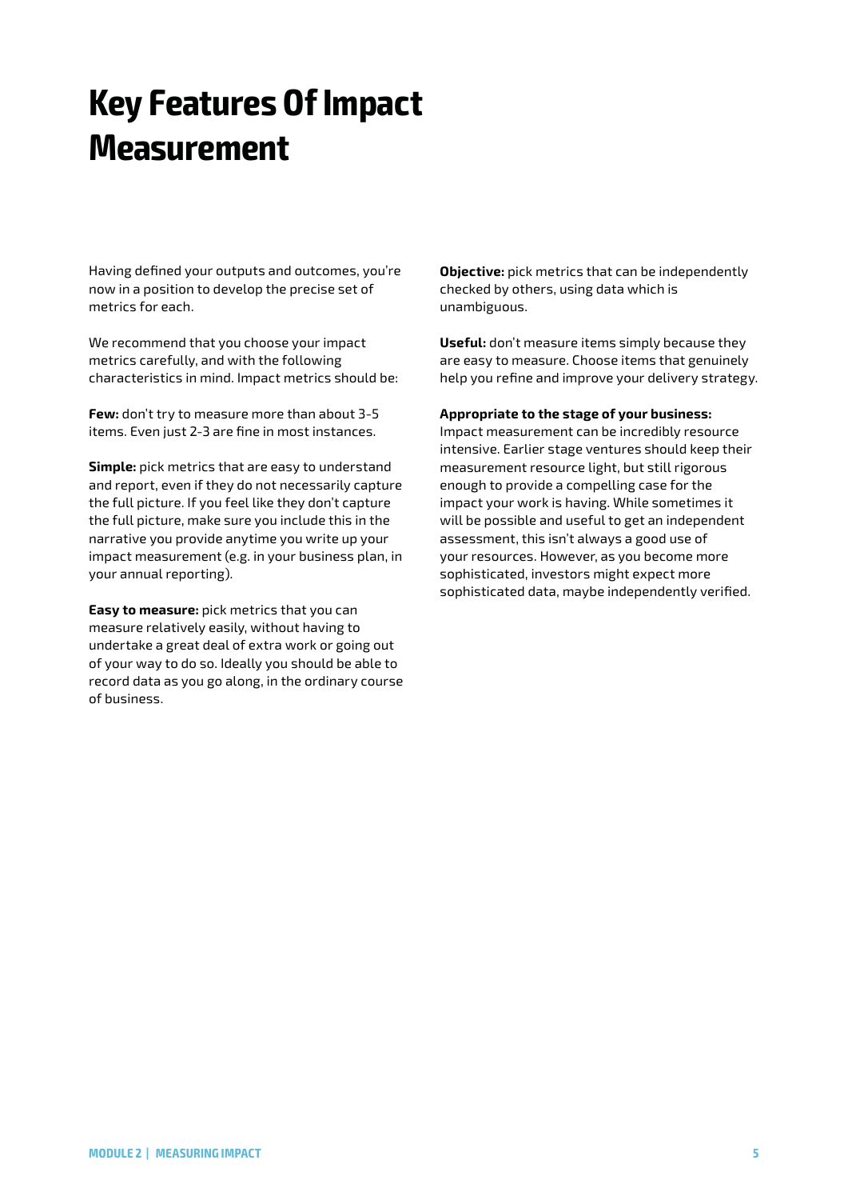# Key Features Of Impact Measurement

Having defined your outputs and outcomes, you're now in a position to develop the precise set of metrics for each.

We recommend that you choose your impact metrics carefully, and with the following characteristics in mind. Impact metrics should be:

**Few:** don't try to measure more than about 3-5 items. Even just 2-3 are fine in most instances.

**Simple:** pick metrics that are easy to understand and report, even if they do not necessarily capture the full picture. If you feel like they don't capture the full picture, make sure you include this in the narrative you provide anytime you write up your impact measurement (e.g. in your business plan, in your annual reporting).

**Easy to measure:** pick metrics that you can measure relatively easily, without having to undertake a great deal of extra work or going out of your way to do so. Ideally you should be able to record data as you go along, in the ordinary course of business.

**Objective:** pick metrics that can be independently checked by others, using data which is unambiguous.

**Useful:** don't measure items simply because they are easy to measure. Choose items that genuinely help you refine and improve your delivery strategy.

**Appropriate to the stage of your business:** Impact measurement can be incredibly resource intensive. Earlier stage ventures should keep their measurement resource light, but still rigorous enough to provide a compelling case for the impact your work is having. While sometimes it will be possible and useful to get an independent assessment, this isn't always a good use of your resources. However, as you become more sophisticated, investors might expect more sophisticated data, maybe independently verified.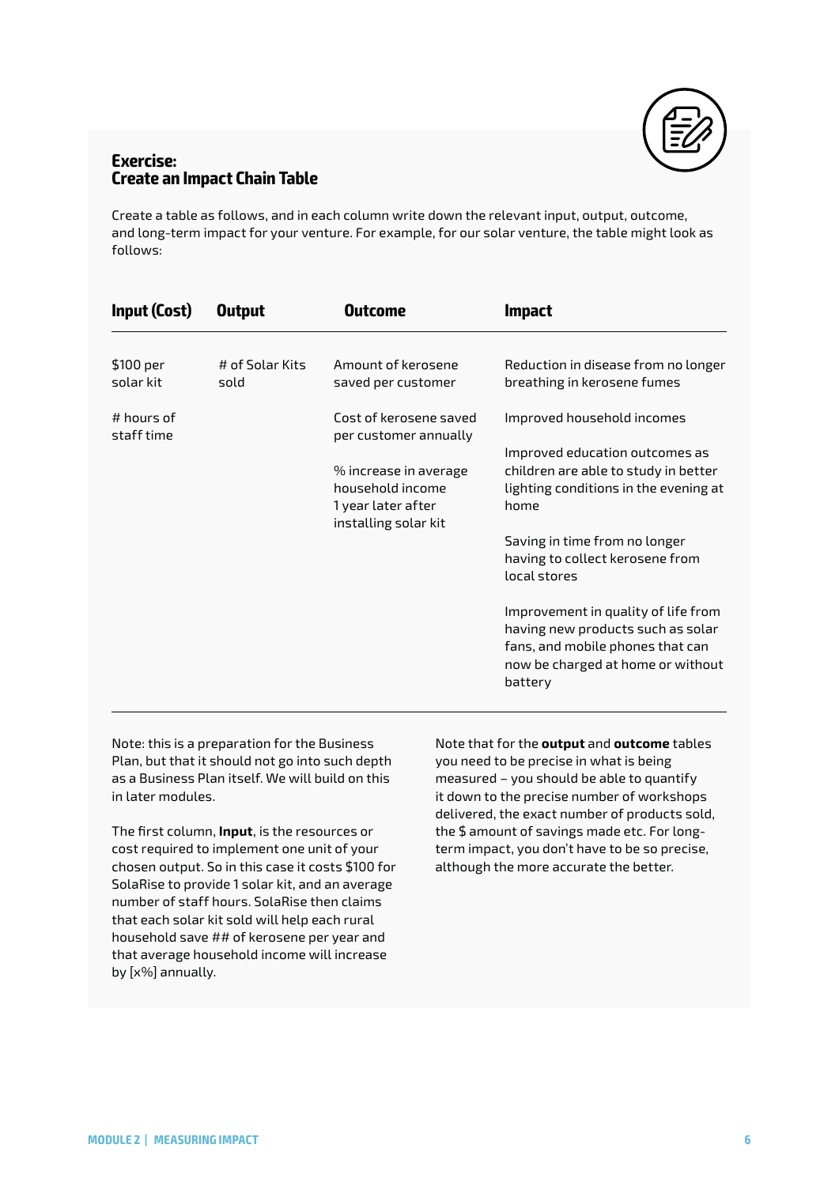## Exercise:
## Create an Impact Chain Table

Create a table as follows, and in each column write down the relevant input, output, outcome, and long-term impact for your venture. For example, for our solar venture, the table might look as follows:

| Input (Cost) | Output | Outcome | Impact |
|---|---|---|---|
| $100 per solar kit | # of Solar Kits sold | Amount of kerosene saved per customer | Reduction in disease from no longer breathing in kerosene fumes |
| # hours of staff time | | Cost of kerosene saved per customer annually | Improved household incomes |
| | | % increase in average household income 1 year later after installing solar kit | Improved education outcomes as children are able to study in better lighting conditions in the evening at home |
| | | | Saving in time from no longer having to collect kerosene from local stores |
| | | | Improvement in quality of life from having new products such as solar fans, and mobile phones that can now be charged at home or without battery |

Note: this is a preparation for the Business Plan, but that it should not go into such depth as a Business Plan itself. We will build on this in later modules.

The first column, **Input**, is the resources or cost required to implement one unit of your chosen output. So in this case it costs $100 for SolaRise to provide 1 solar kit, and an average number of staff hours. SolaRise then claims that each solar kit sold will help each rural household save ## of kerosene per year and that average household income will increase by [x%] annually.

Note that for the **output** and **outcome** tables you need to be precise in what is being measured – you should be able to quantify it down to the precise number of workshops delivered, the exact number of products sold, the $ amount of savings made etc. For long-term impact, you don't have to be so precise, although the more accurate the better.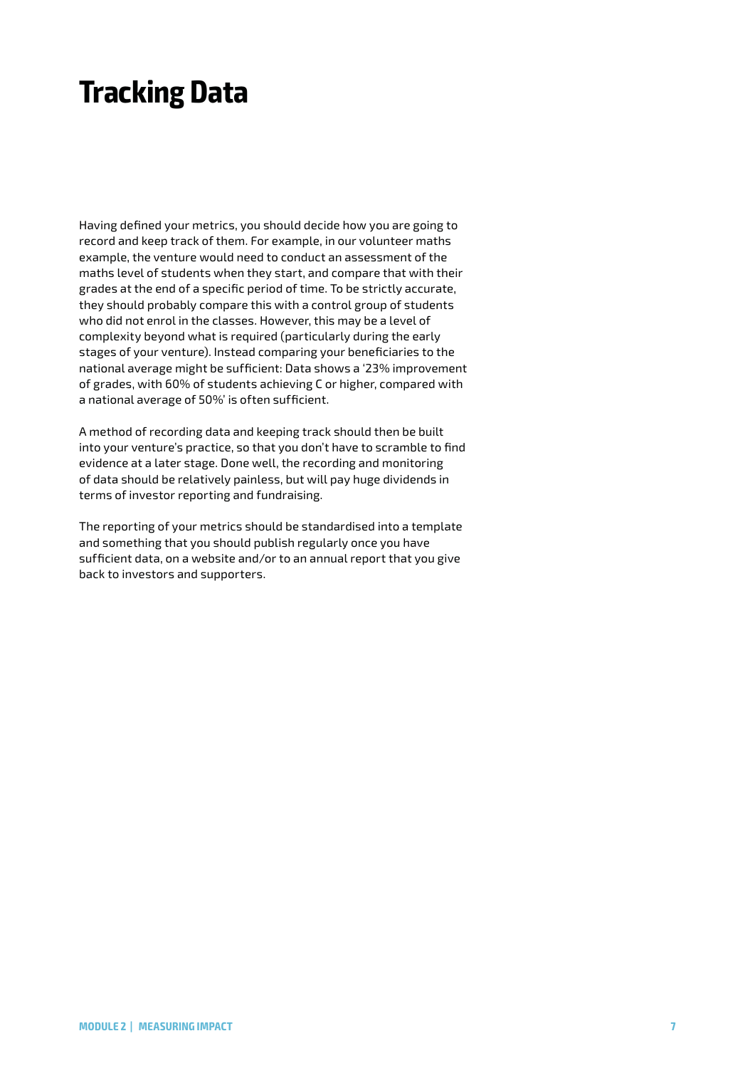# Tracking Data

Having defined your metrics, you should decide how you are going to record and keep track of them. For example, in our volunteer maths example, the venture would need to conduct an assessment of the maths level of students when they start, and compare that with their grades at the end of a specific period of time. To be strictly accurate, they should probably compare this with a control group of students who did not enrol in the classes. However, this may be a level of complexity beyond what is required (particularly during the early stages of your venture). Instead comparing your beneficiaries to the national average might be sufficient: Data shows a '23% improvement of grades, with 60% of students achieving C or higher, compared with a national average of 50%' is often sufficient.

A method of recording data and keeping track should then be built into your venture's practice, so that you don't have to scramble to find evidence at a later stage. Done well, the recording and monitoring of data should be relatively painless, but will pay huge dividends in terms of investor reporting and fundraising.

The reporting of your metrics should be standardised into a template and something that you should publish regularly once you have sufficient data, on a website and/or to an annual report that you give back to investors and supporters.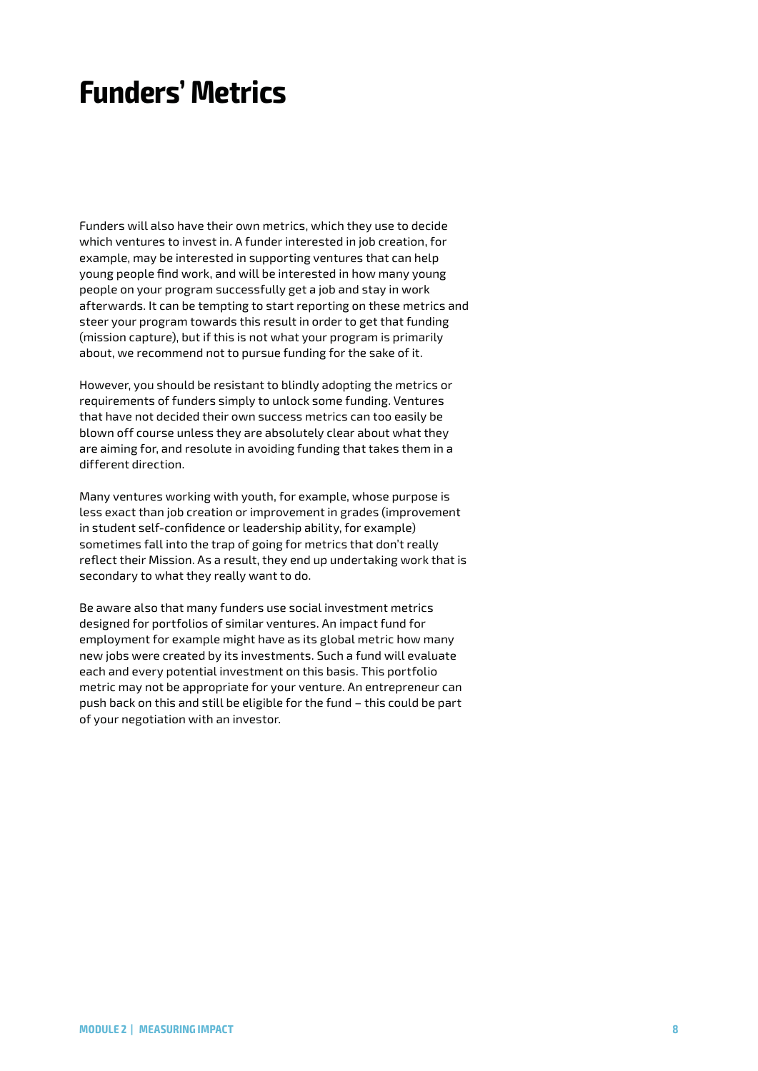# Funders' Metrics

Funders will also have their own metrics, which they use to decide which ventures to invest in. A funder interested in job creation, for example, may be interested in supporting ventures that can help young people find work, and will be interested in how many young people on your program successfully get a job and stay in work afterwards. It can be tempting to start reporting on these metrics and steer your program towards this result in order to get that funding (mission capture), but if this is not what your program is primarily about, we recommend not to pursue funding for the sake of it.

However, you should be resistant to blindly adopting the metrics or requirements of funders simply to unlock some funding. Ventures that have not decided their own success metrics can too easily be blown off course unless they are absolutely clear about what they are aiming for, and resolute in avoiding funding that takes them in a different direction.

Many ventures working with youth, for example, whose purpose is less exact than job creation or improvement in grades (improvement in student self-confidence or leadership ability, for example) sometimes fall into the trap of going for metrics that don't really reflect their Mission. As a result, they end up undertaking work that is secondary to what they really want to do.

Be aware also that many funders use social investment metrics designed for portfolios of similar ventures. An impact fund for employment for example might have as its global metric how many new jobs were created by its investments. Such a fund will evaluate each and every potential investment on this basis. This portfolio metric may not be appropriate for your venture. An entrepreneur can push back on this and still be eligible for the fund – this could be part of your negotiation with an investor.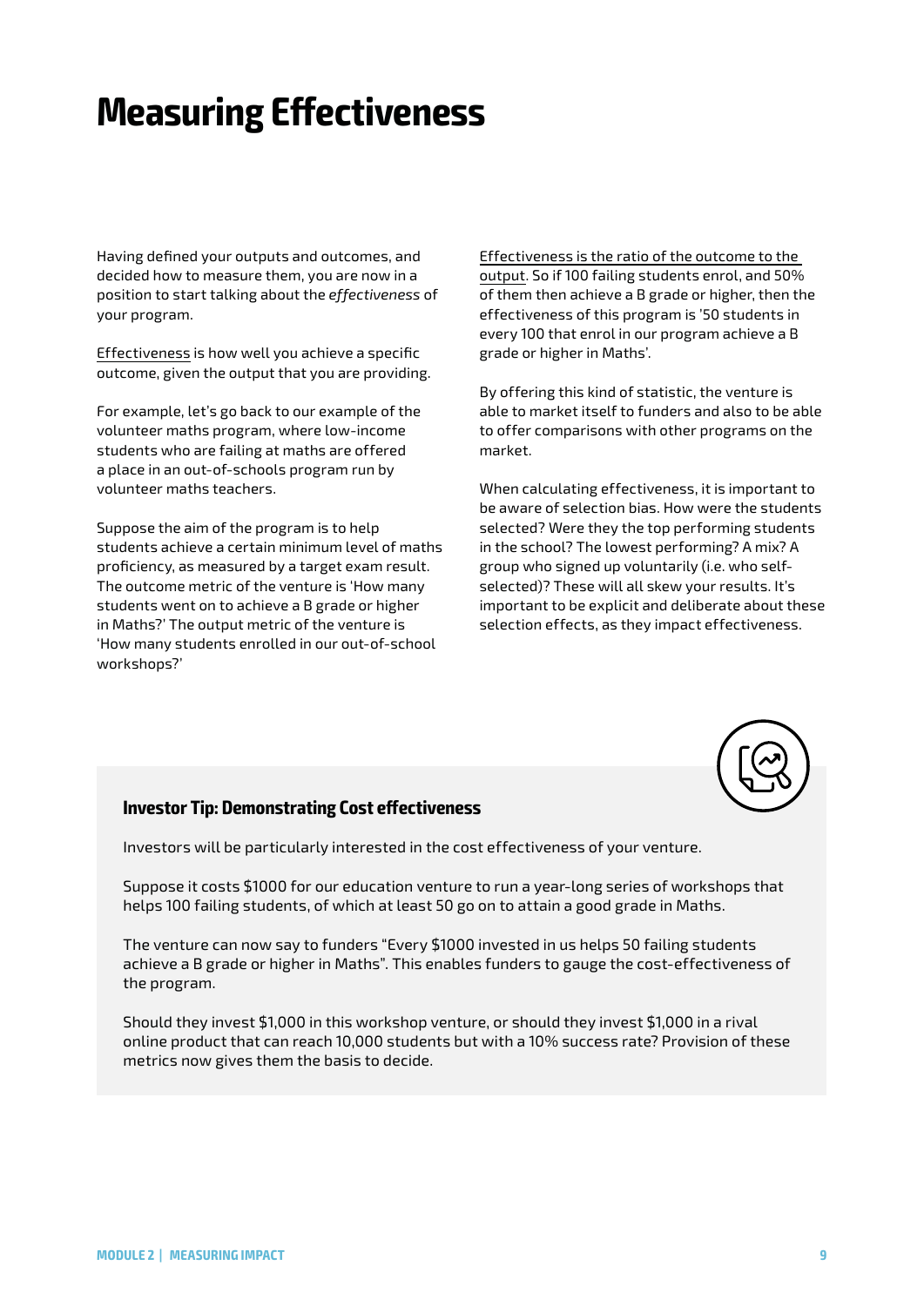# Measuring Effectiveness

Having defined your outputs and outcomes, and decided how to measure them, you are now in a position to start talking about the *effectiveness* of your program.

Effectiveness is how well you achieve a specific outcome, given the output that you are providing.

For example, let's go back to our example of the volunteer maths program, where low-income students who are failing at maths are offered a place in an out-of-schools program run by volunteer maths teachers.

Suppose the aim of the program is to help students achieve a certain minimum level of maths proficiency, as measured by a target exam result. The outcome metric of the venture is 'How many students went on to achieve a B grade or higher in Maths?' The output metric of the venture is 'How many students enrolled in our out-of-school workshops?'

Effectiveness is the ratio of the outcome to the output. So if 100 failing students enrol, and 50% of them then achieve a B grade or higher, then the effectiveness of this program is '50 students in every 100 that enrol in our program achieve a B grade or higher in Maths'.

By offering this kind of statistic, the venture is able to market itself to funders and also to be able to offer comparisons with other programs on the market.

When calculating effectiveness, it is important to be aware of selection bias. How were the students selected? Were they the top performing students in the school? The lowest performing? A mix? A group who signed up voluntarily (i.e. who self-selected)? These will all skew your results. It's important to be explicit and deliberate about these selection effects, as they impact effectiveness.

### Investor Tip: Demonstrating Cost effectiveness

Investors will be particularly interested in the cost effectiveness of your venture.

Suppose it costs $1000 for our education venture to run a year-long series of workshops that helps 100 failing students, of which at least 50 go on to attain a good grade in Maths.

The venture can now say to funders "Every $1000 invested in us helps 50 failing students achieve a B grade or higher in Maths". This enables funders to gauge the cost-effectiveness of the program.

Should they invest $1,000 in this workshop venture, or should they invest $1,000 in a rival online product that can reach 10,000 students but with a 10% success rate? Provision of these metrics now gives them the basis to decide.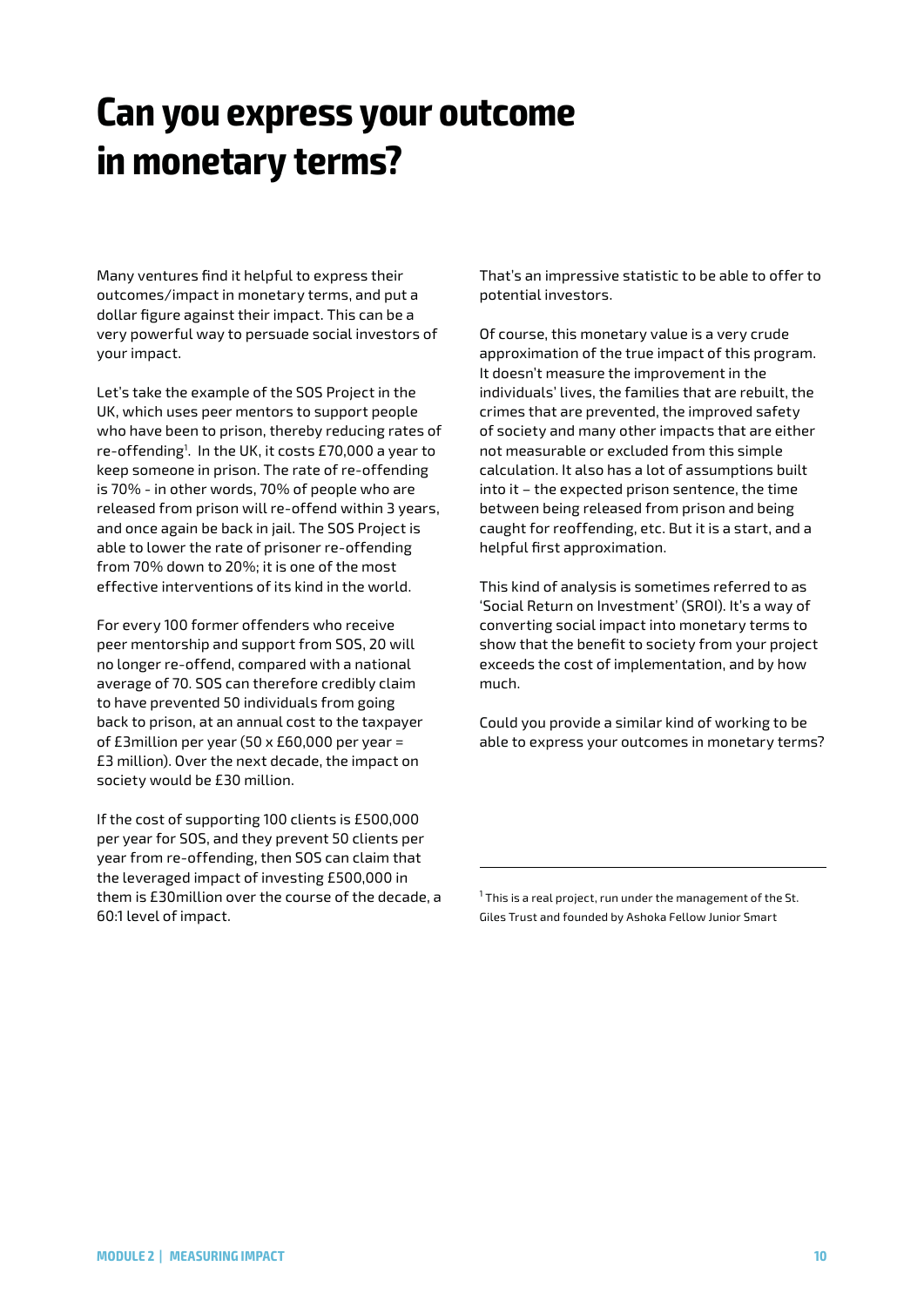# Can you express your outcome in monetary terms?

Many ventures find it helpful to express their outcomes/impact in monetary terms, and put a dollar figure against their impact. This can be a very powerful way to persuade social investors of your impact.

Let's take the example of the SOS Project in the UK, which uses peer mentors to support people who have been to prison, thereby reducing rates of re-offending[1]. In the UK, it costs £70,000 a year to keep someone in prison. The rate of re-offending is 70% - in other words, 70% of people who are released from prison will re-offend within 3 years, and once again be back in jail. The SOS Project is able to lower the rate of prisoner re-offending from 70% down to 20%; it is one of the most effective interventions of its kind in the world.

For every 100 former offenders who receive peer mentorship and support from SOS, 20 will no longer re-offend, compared with a national average of 70. SOS can therefore credibly claim to have prevented 50 individuals from going back to prison, at an annual cost to the taxpayer of £3million per year (50 x £60,000 per year = £3 million). Over the next decade, the impact on society would be £30 million.

If the cost of supporting 100 clients is £500,000 per year for SOS, and they prevent 50 clients per year from re-offending, then SOS can claim that the leveraged impact of investing £500,000 in them is £30million over the course of the decade, a 60:1 level of impact.

That's an impressive statistic to be able to offer to potential investors.

Of course, this monetary value is a very crude approximation of the true impact of this program. It doesn't measure the improvement in the individuals' lives, the families that are rebuilt, the crimes that are prevented, the improved safety of society and many other impacts that are either not measurable or excluded from this simple calculation. It also has a lot of assumptions built into it – the expected prison sentence, the time between being released from prison and being caught for reoffending, etc. But it is a start, and a helpful first approximation.

This kind of analysis is sometimes referred to as 'Social Return on Investment' (SROI). It's a way of converting social impact into monetary terms to show that the benefit to society from your project exceeds the cost of implementation, and by how much.

Could you provide a similar kind of working to be able to express your outcomes in monetary terms?

---

[1] This is a real project, run under the management of the St. Giles Trust and founded by Ashoka Fellow Junior Smart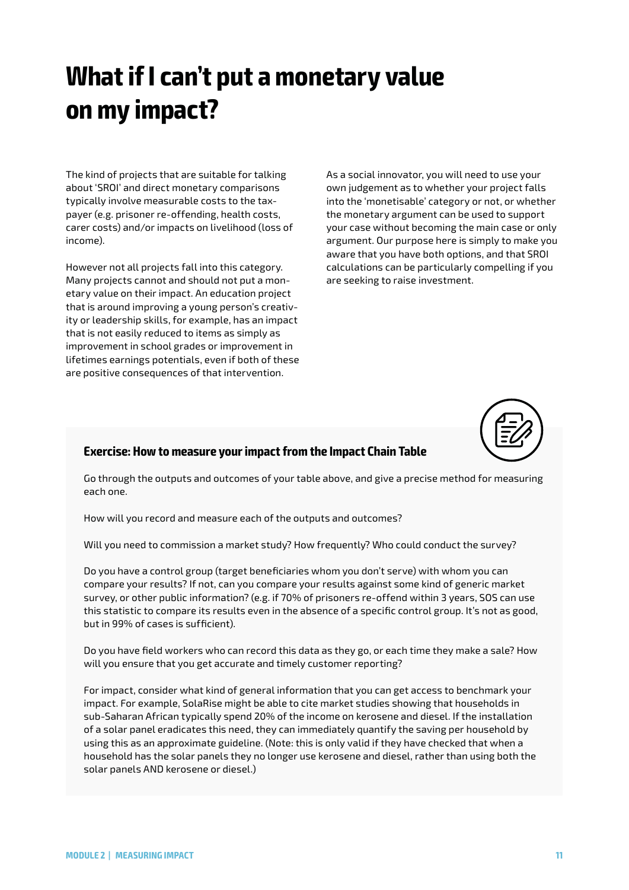# What if I can't put a monetary value on my impact?

The kind of projects that are suitable for talking about 'SROI' and direct monetary comparisons typically involve measurable costs to the taxpayer (e.g. prisoner re-offending, health costs, carer costs) and/or impacts on livelihood (loss of income).

However not all projects fall into this category. Many projects cannot and should not put a monetary value on their impact. An education project that is around improving a young person's creativity or leadership skills, for example, has an impact that is not easily reduced to items as simply as improvement in school grades or improvement in lifetimes earnings potentials, even if both of these are positive consequences of that intervention.

As a social innovator, you will need to use your own judgement as to whether your project falls into the 'monetisable' category or not, or whether the monetary argument can be used to support your case without becoming the main case or only argument. Our purpose here is simply to make you aware that you have both options, and that SROI calculations can be particularly compelling if you are seeking to raise investment.

### Exercise: How to measure your impact from the Impact Chain Table

Go through the outputs and outcomes of your table above, and give a precise method for measuring each one.

How will you record and measure each of the outputs and outcomes?

Will you need to commission a market study? How frequently? Who could conduct the survey?

Do you have a control group (target beneficiaries whom you don't serve) with whom you can compare your results? If not, can you compare your results against some kind of generic market survey, or other public information? (e.g. if 70% of prisoners re-offend within 3 years, SOS can use this statistic to compare its results even in the absence of a specific control group. It's not as good, but in 99% of cases is sufficient).

Do you have field workers who can record this data as they go, or each time they make a sale? How will you ensure that you get accurate and timely customer reporting?

For impact, consider what kind of general information that you can get access to benchmark your impact. For example, SolaRise might be able to cite market studies showing that households in sub-Saharan African typically spend 20% of the income on kerosene and diesel. If the installation of a solar panel eradicates this need, they can immediately quantify the saving per household by using this as an approximate guideline. (Note: this is only valid if they have checked that when a household has the solar panels they no longer use kerosene and diesel, rather than using both the solar panels AND kerosene or diesel.)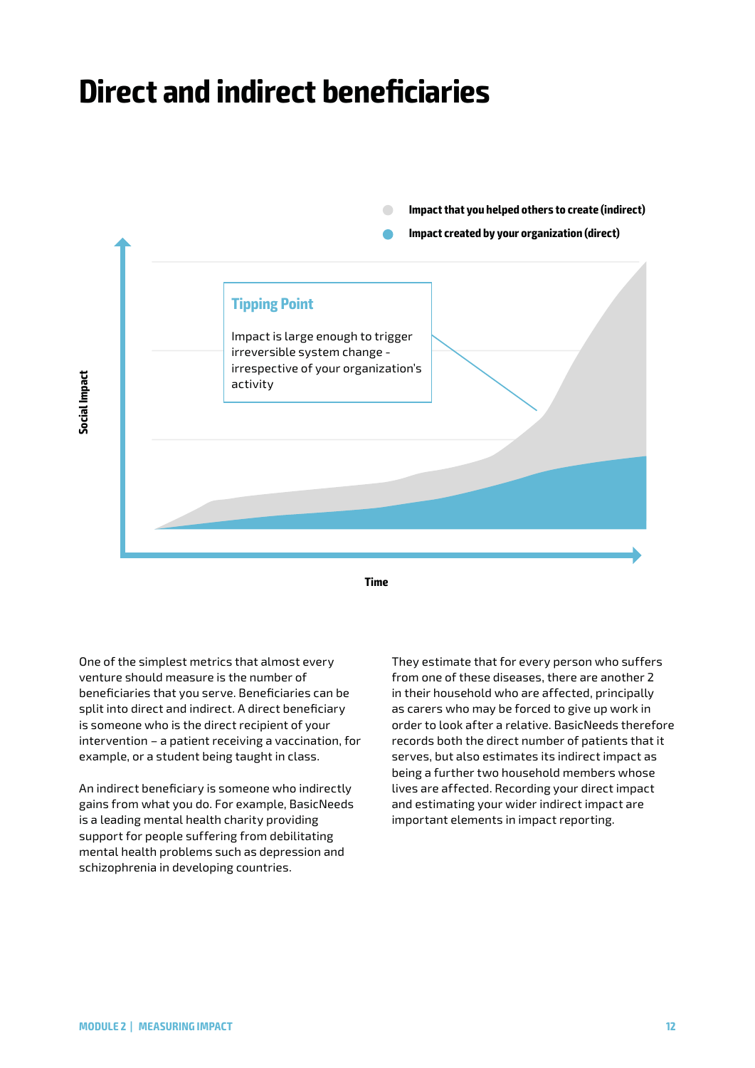# Direct and indirect beneficiaries

Impact that you helped others to create (indirect)

Impact created by your organization (direct)

**Tipping Point**

Impact is large enough to trigger irreversible system change - irrespective of your organization's activity

Social Impact

Time

One of the simplest metrics that almost every venture should measure is the number of beneficiaries that you serve. Beneficiaries can be split into direct and indirect. A direct beneficiary is someone who is the direct recipient of your intervention – a patient receiving a vaccination, for example, or a student being taught in class.

An indirect beneficiary is someone who indirectly gains from what you do. For example, BasicNeeds is a leading mental health charity providing support for people suffering from debilitating mental health problems such as depression and schizophrenia in developing countries.

They estimate that for every person who suffers from one of these diseases, there are another 2 in their household who are affected, principally as carers who may be forced to give up work in order to look after a relative. BasicNeeds therefore records both the direct number of patients that it serves, but also estimates its indirect impact as being a further two household members whose lives are affected. Recording your direct impact and estimating your wider indirect impact are important elements in impact reporting.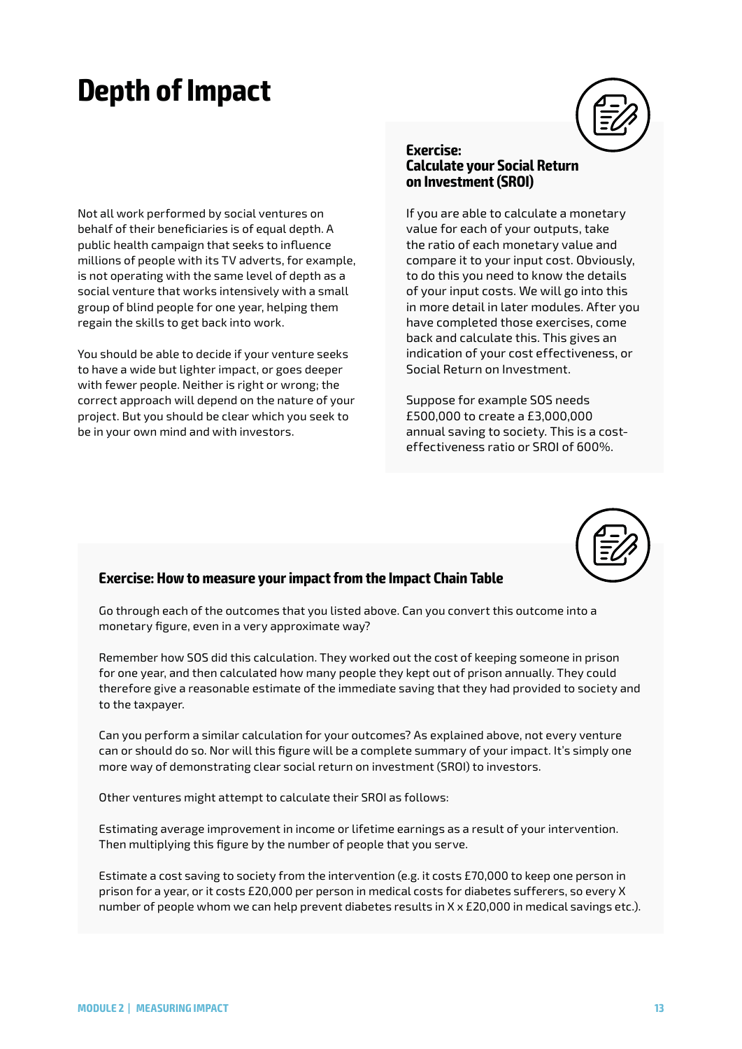# Depth of Impact

Not all work performed by social ventures on behalf of their beneficiaries is of equal depth. A public health campaign that seeks to influence millions of people with its TV adverts, for example, is not operating with the same level of depth as a social venture that works intensively with a small group of blind people for one year, helping them regain the skills to get back into work.

You should be able to decide if your venture seeks to have a wide but lighter impact, or goes deeper with fewer people. Neither is right or wrong; the correct approach will depend on the nature of your project. But you should be clear which you seek to be in your own mind and with investors.

### Exercise: Calculate your Social Return on Investment (SROI)

If you are able to calculate a monetary value for each of your outputs, take the ratio of each monetary value and compare it to your input cost. Obviously, to do this you need to know the details of your input costs. We will go into this in more detail in later modules. After you have completed those exercises, come back and calculate this. This gives an indication of your cost effectiveness, or Social Return on Investment.

Suppose for example SOS needs £500,000 to create a £3,000,000 annual saving to society. This is a cost-effectiveness ratio or SROI of 600%.

### Exercise: How to measure your impact from the Impact Chain Table

Go through each of the outcomes that you listed above. Can you convert this outcome into a monetary figure, even in a very approximate way?

Remember how SOS did this calculation. They worked out the cost of keeping someone in prison for one year, and then calculated how many people they kept out of prison annually. They could therefore give a reasonable estimate of the immediate saving that they had provided to society and to the taxpayer.

Can you perform a similar calculation for your outcomes? As explained above, not every venture can or should do so. Nor will this figure will be a complete summary of your impact. It's simply one more way of demonstrating clear social return on investment (SROI) to investors.

Other ventures might attempt to calculate their SROI as follows:

Estimating average improvement in income or lifetime earnings as a result of your intervention. Then multiplying this figure by the number of people that you serve.

Estimate a cost saving to society from the intervention (e.g. it costs £70,000 to keep one person in prison for a year, or it costs £20,000 per person in medical costs for diabetes sufferers, so every X number of people whom we can help prevent diabetes results in X x £20,000 in medical savings etc.).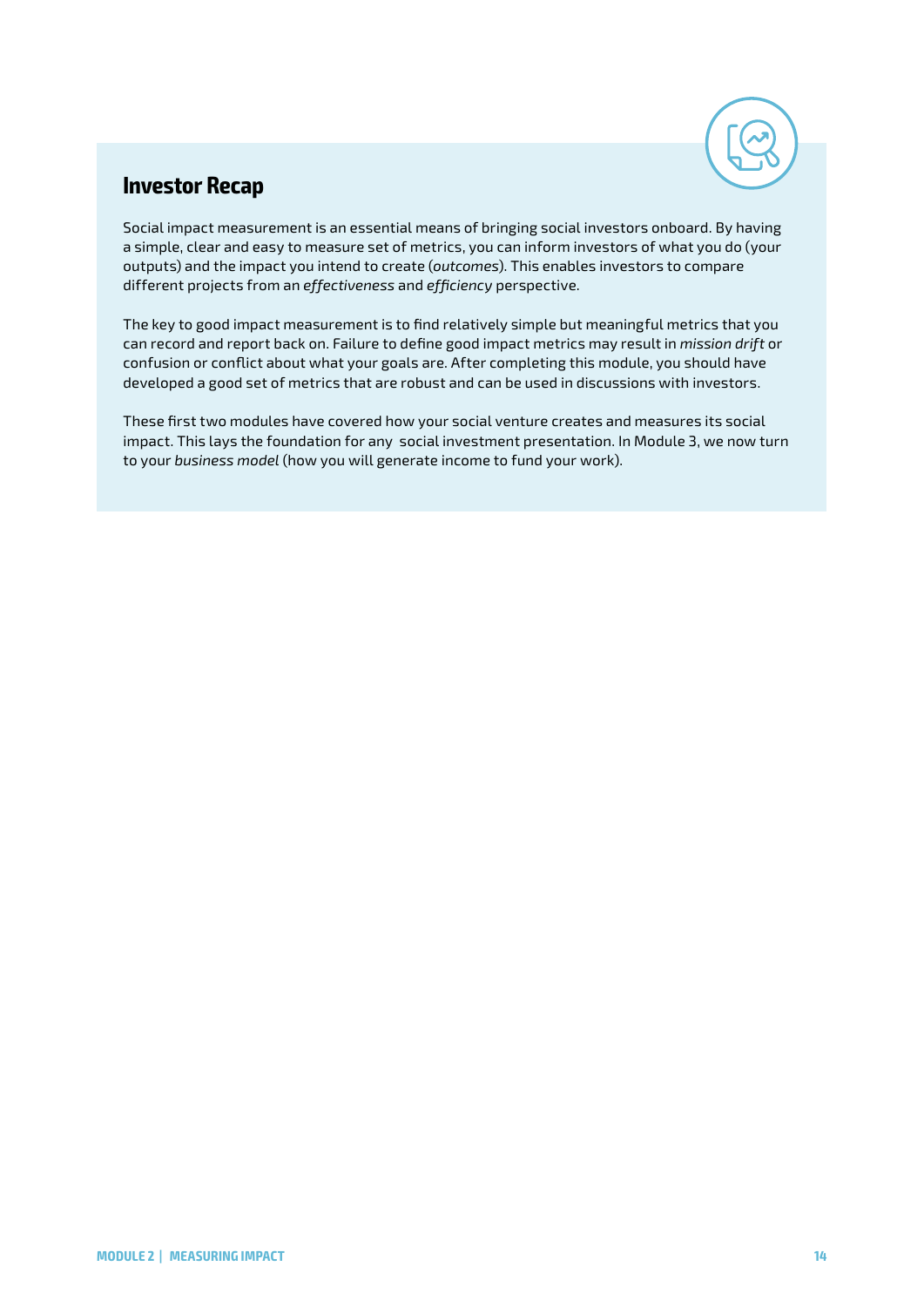## Investor Recap

Social impact measurement is an essential means of bringing social investors onboard. By having a simple, clear and easy to measure set of metrics, you can inform investors of what you do (your outputs) and the impact you intend to create (*outcomes*). This enables investors to compare different projects from an *effectiveness* and *efficiency* perspective.

The key to good impact measurement is to find relatively simple but meaningful metrics that you can record and report back on. Failure to define good impact metrics may result in *mission drift* or confusion or conflict about what your goals are. After completing this module, you should have developed a good set of metrics that are robust and can be used in discussions with investors.

These first two modules have covered how your social venture creates and measures its social impact. This lays the foundation for any social investment presentation. In Module 3, we now turn to your *business model* (how you will generate income to fund your work).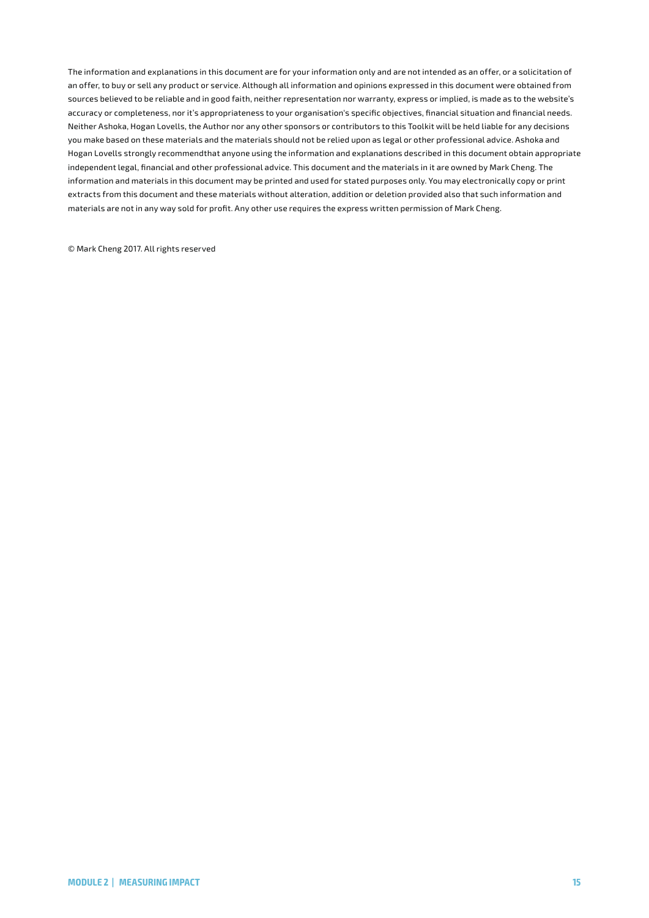The information and explanations in this document are for your information only and are not intended as an offer, or a solicitation of an offer, to buy or sell any product or service. Although all information and opinions expressed in this document were obtained from sources believed to be reliable and in good faith, neither representation nor warranty, express or implied, is made as to the website's accuracy or completeness, nor it's appropriateness to your organisation's specific objectives, financial situation and financial needs. Neither Ashoka, Hogan Lovells, the Author nor any other sponsors or contributors to this Toolkit will be held liable for any decisions you make based on these materials and the materials should not be relied upon as legal or other professional advice. Ashoka and Hogan Lovells strongly recommendthat anyone using the information and explanations described in this document obtain appropriate independent legal, financial and other professional advice. This document and the materials in it are owned by Mark Cheng. The information and materials in this document may be printed and used for stated purposes only. You may electronically copy or print extracts from this document and these materials without alteration, addition or deletion provided also that such information and materials are not in any way sold for profit. Any other use requires the express written permission of Mark Cheng.

© Mark Cheng 2017. All rights reserved